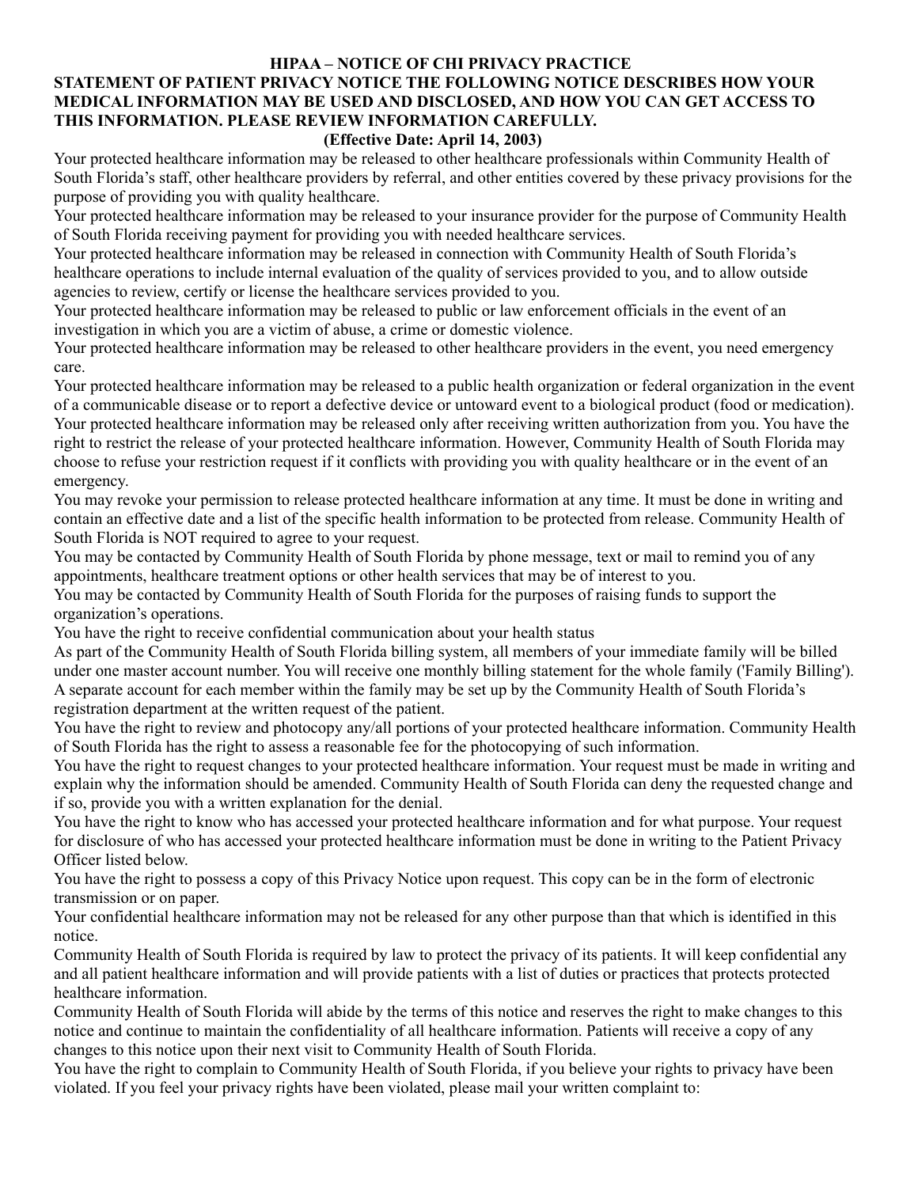# HIPAA – NOTICE OF CHI PRIVACY PRACTICE

## STATEMENT OF PATIENT PRIVACY NOTICE THE FOLLOWING NOTICE DESCRIBES HOW YOUR MEDICAL INFORMATION MAY BE USED AND DISCLOSED, AND HOW YOU CAN GET ACCESS TO THIS INFORMATION. PLEASE REVIEW INFORMATION CAREFULLY.

**(Effective Date: April 14, 2003)**

Your protected healthcare information may be released to other healthcare professionals within Community Health of South Florida's staff, other healthcare providers by referral, and other entities covered by these privacy provisions for the purpose of providing you with quality healthcare.

Your protected healthcare information may be released to your insurance provider for the purpose of Community Health of South Florida receiving payment for providing you with needed healthcare services.

Your protected healthcare information may be released in connection with Community Health of South Florida's healthcare operations to include internal evaluation of the quality of services provided to you, and to allow outside agencies to review, certify or license the healthcare services provided to you.

Your protected healthcare information may be released to public or law enforcement officials in the event of an investigation in which you are a victim of abuse, a crime or domestic violence.

Your protected healthcare information may be released to other healthcare providers in the event, you need emergency care.

Your protected healthcare information may be released to a public health organization or federal organization in the event of a communicable disease or to report a defective device or untoward event to a biological product (food or medication).

Your protected healthcare information may be released only after receiving written authorization from you. You have the right to restrict the release of your protected healthcare information. However, Community Health of South Florida may choose to refuse your restriction request if it conflicts with providing you with quality healthcare or in the event of an emergency.

You may revoke your permission to release protected healthcare information at any time. It must be done in writing and contain an effective date and a list of the specific health information to be protected from release. Community Health of South Florida is NOT required to agree to your request.

You may be contacted by Community Health of South Florida by phone message, text or mail to remind you of any appointments, healthcare treatment options or other health services that may be of interest to you.

You may be contacted by Community Health of South Florida for the purposes of raising funds to support the organization's operations.

You have the right to receive confidential communication about your health status

As part of the Community Health of South Florida billing system, all members of your immediate family will be billed under one master account number. You will receive one monthly billing statement for the whole family ('Family Billing'). A separate account for each member within the family may be set up by the Community Health of South Florida's registration department at the written request of the patient.

You have the right to review and photocopy any/all portions of your protected healthcare information. Community Health of South Florida has the right to assess a reasonable fee for the photocopying of such information.

You have the right to request changes to your protected healthcare information. Your request must be made in writing and explain why the information should be amended. Community Health of South Florida can deny the requested change and if so, provide you with a written explanation for the denial.

You have the right to know who has accessed your protected healthcare information and for what purpose. Your request for disclosure of who has accessed your protected healthcare information must be done in writing to the Patient Privacy Officer listed below.

You have the right to possess a copy of this Privacy Notice upon request. This copy can be in the form of electronic transmission or on paper.

Your confidential healthcare information may not be released for any other purpose than that which is identified in this notice.

Community Health of South Florida is required by law to protect the privacy of its patients. It will keep confidential any and all patient healthcare information and will provide patients with a list of duties or practices that protects protected healthcare information.

Community Health of South Florida will abide by the terms of this notice and reserves the right to make changes to this notice and continue to maintain the confidentiality of all healthcare information. Patients will receive a copy of any changes to this notice upon their next visit to Community Health of South Florida.

You have the right to complain to Community Health of South Florida, if you believe your rights to privacy have been violated. If you feel your privacy rights have been violated, please mail your written complaint to: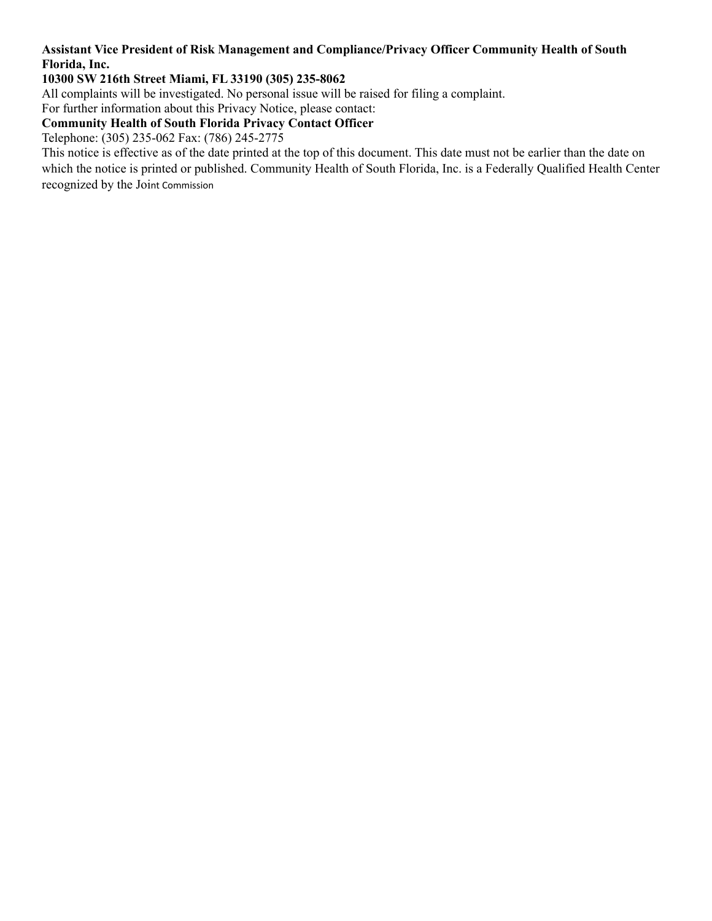**Assistant Vice President of Risk Management and Compliance/Privacy Officer Community Health of South Florida, Inc.**

**10300 SW 216th Street Miami, FL 33190 (305) 235-8062**

All complaints will be investigated. No personal issue will be raised for filing a complaint.

For further information about this Privacy Notice, please contact:

**Community Health of South Florida Privacy Contact Officer**

Telephone: (305) 235-062 Fax: (786) 245-2775

This notice is effective as of the date printed at the top of this document. This date must not be earlier than the date on which the notice is printed or published. Community Health of South Florida, Inc. is a Federally Qualified Health Center recognized by the Joint Commission